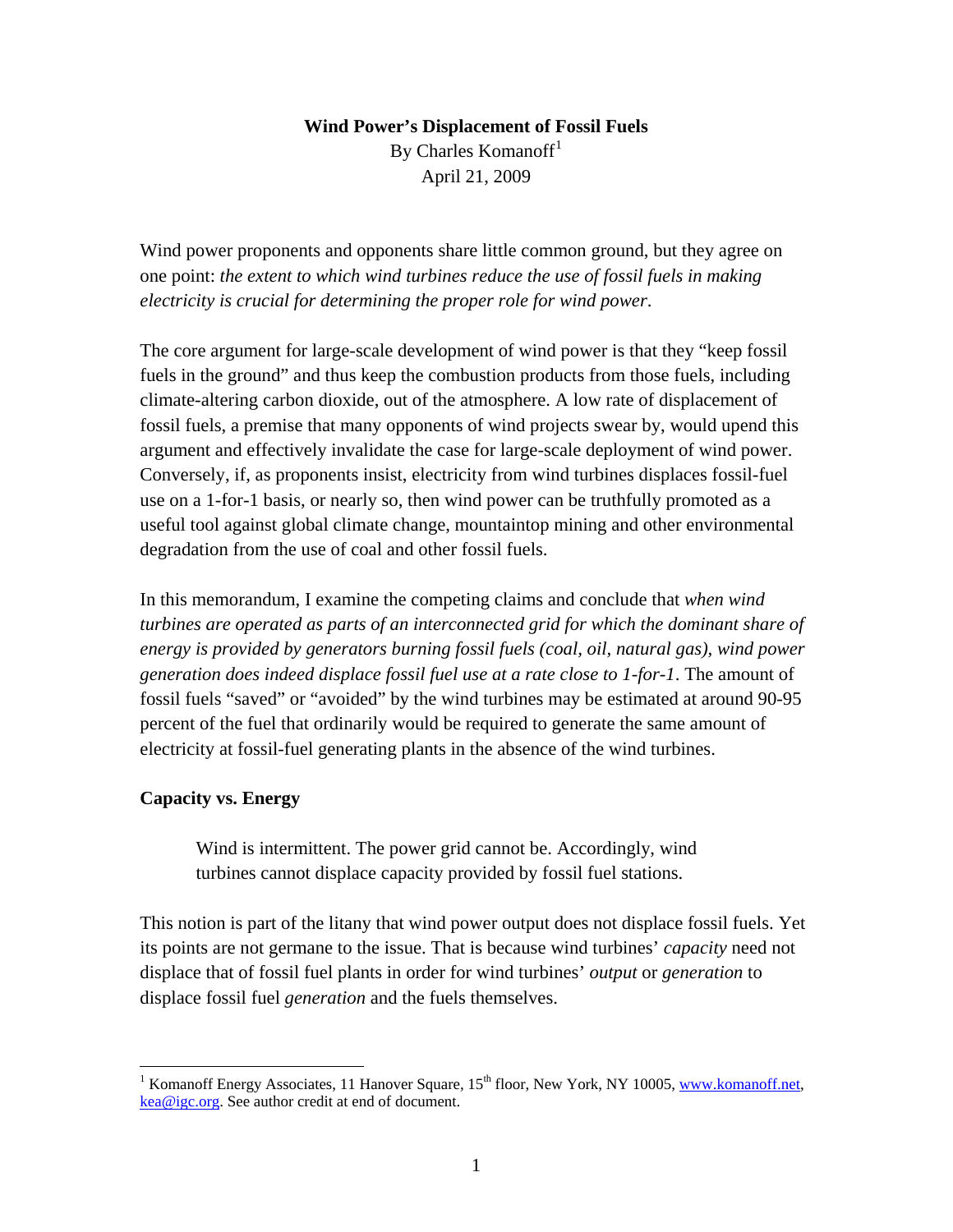# Wind Power's Displacement of Fossil Fuels

By Charles Komanoff[1]

April 21, 2009

Wind power proponents and opponents share little common ground, but they agree on one point: *the extent to which wind turbines reduce the use of fossil fuels in making electricity is crucial for determining the proper role for wind power*.

The core argument for large-scale development of wind power is that they "keep fossil fuels in the ground" and thus keep the combustion products from those fuels, including climate-altering carbon dioxide, out of the atmosphere. A low rate of displacement of fossil fuels, a premise that many opponents of wind projects swear by, would upend this argument and effectively invalidate the case for large-scale deployment of wind power. Conversely, if, as proponents insist, electricity from wind turbines displaces fossil-fuel use on a 1-for-1 basis, or nearly so, then wind power can be truthfully promoted as a useful tool against global climate change, mountaintop mining and other environmental degradation from the use of coal and other fossil fuels.

In this memorandum, I examine the competing claims and conclude that *when wind turbines are operated as parts of an interconnected grid for which the dominant share of energy is provided by generators burning fossil fuels (coal, oil, natural gas), wind power generation does indeed displace fossil fuel use at a rate close to 1-for-1*. The amount of fossil fuels "saved" or "avoided" by the wind turbines may be estimated at around 90-95 percent of the fuel that ordinarily would be required to generate the same amount of electricity at fossil-fuel generating plants in the absence of the wind turbines.

## Capacity vs. Energy

> Wind is intermittent. The power grid cannot be. Accordingly, wind turbines cannot displace capacity provided by fossil fuel stations.

This notion is part of the litany that wind power output does not displace fossil fuels. Yet its points are not germane to the issue. That is because wind turbines' *capacity* need not displace that of fossil fuel plants in order for wind turbines' *output* or *generation* to displace fossil fuel *generation* and the fuels themselves.

---

[1] Komanoff Energy Associates, 11 Hanover Square, 15th floor, New York, NY 10005, www.komanoff.net, kea@igc.org. See author credit at end of document.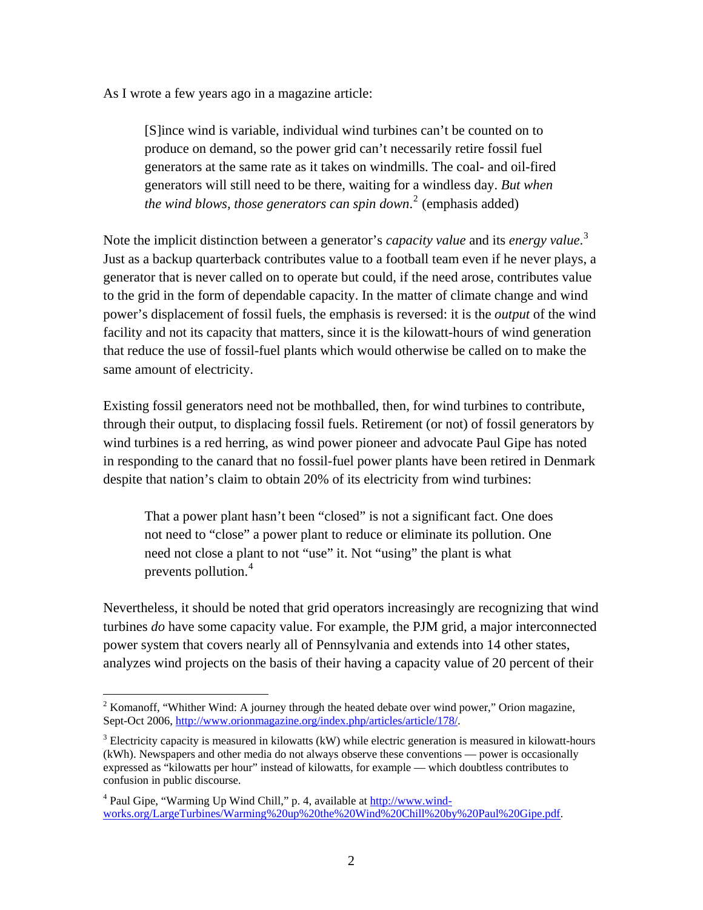As I wrote a few years ago in a magazine article:

> [S]ince wind is variable, individual wind turbines can't be counted on to produce on demand, so the power grid can't necessarily retire fossil fuel generators at the same rate as it takes on windmills. The coal- and oil-fired generators will still need to be there, waiting for a windless day. *But when the wind blows, those generators can spin down*.[2] (emphasis added)

Note the implicit distinction between a generator's *capacity value* and its *energy value*.[3] Just as a backup quarterback contributes value to a football team even if he never plays, a generator that is never called on to operate but could, if the need arose, contributes value to the grid in the form of dependable capacity. In the matter of climate change and wind power's displacement of fossil fuels, the emphasis is reversed: it is the *output* of the wind facility and not its capacity that matters, since it is the kilowatt-hours of wind generation that reduce the use of fossil-fuel plants which would otherwise be called on to make the same amount of electricity.

Existing fossil generators need not be mothballed, then, for wind turbines to contribute, through their output, to displacing fossil fuels. Retirement (or not) of fossil generators by wind turbines is a red herring, as wind power pioneer and advocate Paul Gipe has noted in responding to the canard that no fossil-fuel power plants have been retired in Denmark despite that nation's claim to obtain 20% of its electricity from wind turbines:

> That a power plant hasn't been "closed" is not a significant fact. One does not need to "close" a power plant to reduce or eliminate its pollution. One need not close a plant to not "use" it. Not "using" the plant is what prevents pollution.[4]

Nevertheless, it should be noted that grid operators increasingly are recognizing that wind turbines *do* have some capacity value. For example, the PJM grid, a major interconnected power system that covers nearly all of Pennsylvania and extends into 14 other states, analyzes wind projects on the basis of their having a capacity value of 20 percent of their

---

[2] Komanoff, "Whither Wind: A journey through the heated debate over wind power," Orion magazine, Sept-Oct 2006, http://www.orionmagazine.org/index.php/articles/article/178/.

[3] Electricity capacity is measured in kilowatts (kW) while electric generation is measured in kilowatt-hours (kWh). Newspapers and other media do not always observe these conventions — power is occasionally expressed as "kilowatts per hour" instead of kilowatts, for example — which doubtless contributes to confusion in public discourse.

[4] Paul Gipe, "Warming Up Wind Chill," p. 4, available at http://www.wind-works.org/LargeTurbines/Warming%20up%20the%20Wind%20Chill%20by%20Paul%20Gipe.pdf.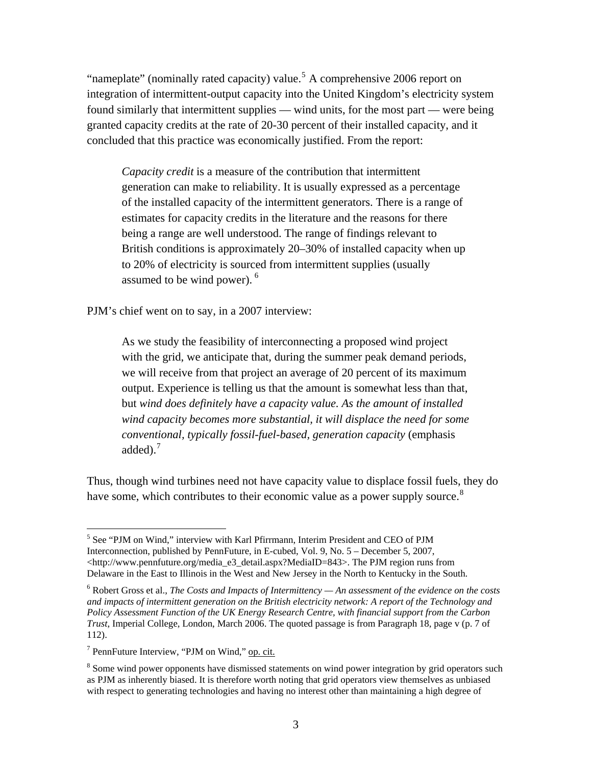"nameplate" (nominally rated capacity) value.[5] A comprehensive 2006 report on integration of intermittent-output capacity into the United Kingdom's electricity system found similarly that intermittent supplies — wind units, for the most part — were being granted capacity credits at the rate of 20-30 percent of their installed capacity, and it concluded that this practice was economically justified. From the report:

> *Capacity credit* is a measure of the contribution that intermittent generation can make to reliability. It is usually expressed as a percentage of the installed capacity of the intermittent generators. There is a range of estimates for capacity credits in the literature and the reasons for there being a range are well understood. The range of findings relevant to British conditions is approximately 20–30% of installed capacity when up to 20% of electricity is sourced from intermittent supplies (usually assumed to be wind power). [6]

PJM's chief went on to say, in a 2007 interview:

> As we study the feasibility of interconnecting a proposed wind project with the grid, we anticipate that, during the summer peak demand periods, we will receive from that project an average of 20 percent of its maximum output. Experience is telling us that the amount is somewhat less than that, but *wind does definitely have a capacity value. As the amount of installed wind capacity becomes more substantial, it will displace the need for some conventional, typically fossil-fuel-based, generation capacity* (emphasis added).[7]

Thus, though wind turbines need not have capacity value to displace fossil fuels, they do have some, which contributes to their economic value as a power supply source.[8]

---

[5] See "PJM on Wind," interview with Karl Pfirrmann, Interim President and CEO of PJM Interconnection, published by PennFuture, in E-cubed, Vol. 9, No. 5 – December 5, 2007, <http://www.pennfuture.org/media_e3_detail.aspx?MediaID=843>. The PJM region runs from Delaware in the East to Illinois in the West and New Jersey in the North to Kentucky in the South.

[6] Robert Gross et al., *The Costs and Impacts of Intermittency — An assessment of the evidence on the costs and impacts of intermittent generation on the British electricity network: A report of the Technology and Policy Assessment Function of the UK Energy Research Centre, with financial support from the Carbon Trust*, Imperial College, London, March 2006. The quoted passage is from Paragraph 18, page v (p. 7 of 112).

[7] PennFuture Interview, "PJM on Wind," op. cit.

[8] Some wind power opponents have dismissed statements on wind power integration by grid operators such as PJM as inherently biased. It is therefore worth noting that grid operators view themselves as unbiased with respect to generating technologies and having no interest other than maintaining a high degree of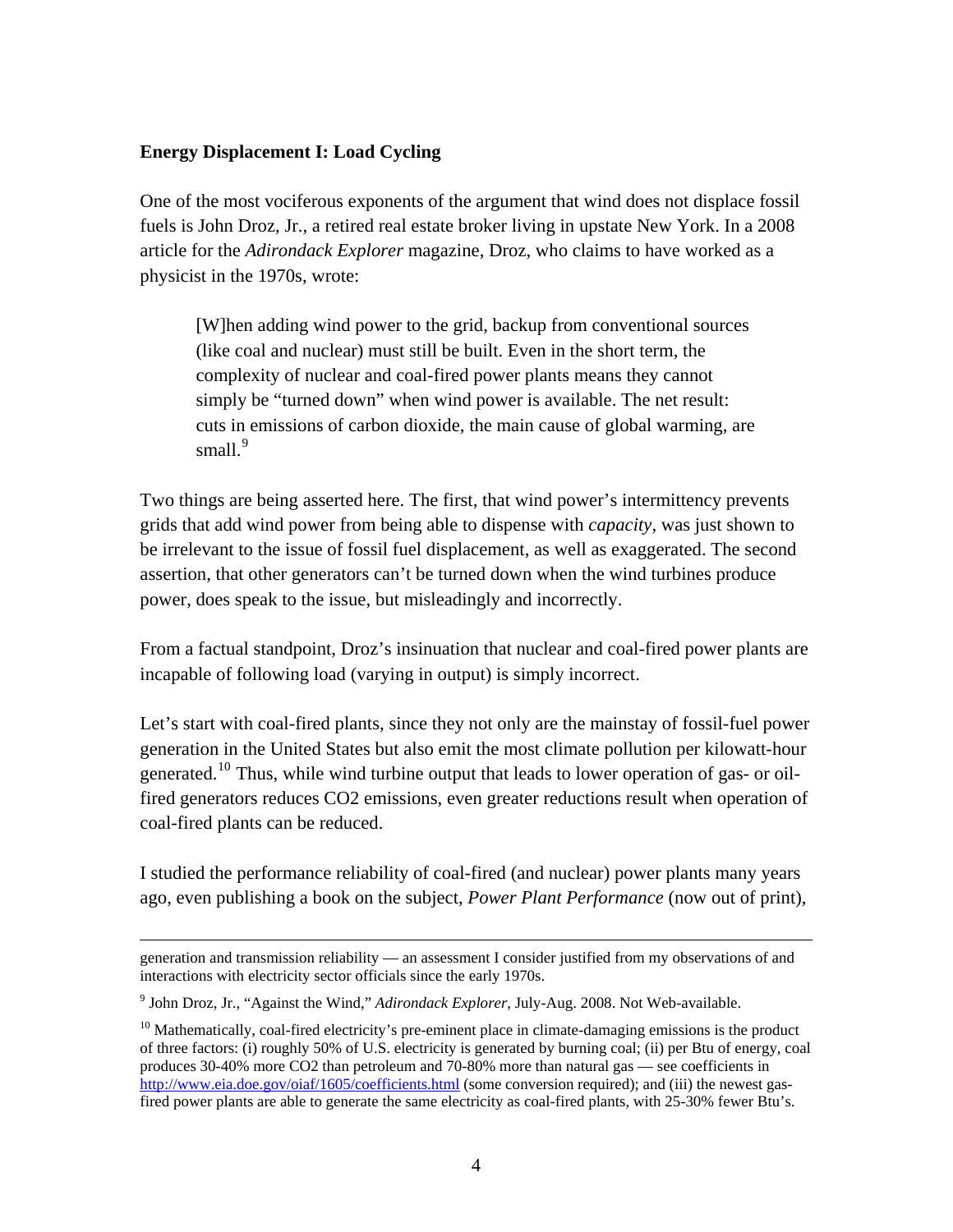**Energy Displacement I: Load Cycling**

One of the most vociferous exponents of the argument that wind does not displace fossil fuels is John Droz, Jr., a retired real estate broker living in upstate New York. In a 2008 article for the *Adirondack Explorer* magazine, Droz, who claims to have worked as a physicist in the 1970s, wrote:

> [W]hen adding wind power to the grid, backup from conventional sources (like coal and nuclear) must still be built. Even in the short term, the complexity of nuclear and coal-fired power plants means they cannot simply be "turned down" when wind power is available. The net result: cuts in emissions of carbon dioxide, the main cause of global warming, are small.[9]

Two things are being asserted here. The first, that wind power's intermittency prevents grids that add wind power from being able to dispense with *capacity*, was just shown to be irrelevant to the issue of fossil fuel displacement, as well as exaggerated. The second assertion, that other generators can't be turned down when the wind turbines produce power, does speak to the issue, but misleadingly and incorrectly.

From a factual standpoint, Droz's insinuation that nuclear and coal-fired power plants are incapable of following load (varying in output) is simply incorrect.

Let's start with coal-fired plants, since they not only are the mainstay of fossil-fuel power generation in the United States but also emit the most climate pollution per kilowatt-hour generated.[10] Thus, while wind turbine output that leads to lower operation of gas- or oil-fired generators reduces CO2 emissions, even greater reductions result when operation of coal-fired plants can be reduced.

I studied the performance reliability of coal-fired (and nuclear) power plants many years ago, even publishing a book on the subject, *Power Plant Performance* (now out of print),

---

generation and transmission reliability — an assessment I consider justified from my observations of and interactions with electricity sector officials since the early 1970s.

[9] John Droz, Jr., "Against the Wind," *Adirondack Explorer*, July-Aug. 2008. Not Web-available.

[10] Mathematically, coal-fired electricity's pre-eminent place in climate-damaging emissions is the product of three factors: (i) roughly 50% of U.S. electricity is generated by burning coal; (ii) per Btu of energy, coal produces 30-40% more CO2 than petroleum and 70-80% more than natural gas — see coefficients in http://www.eia.doe.gov/oiaf/1605/coefficients.html (some conversion required); and (iii) the newest gas-fired power plants are able to generate the same electricity as coal-fired plants, with 25-30% fewer Btu's.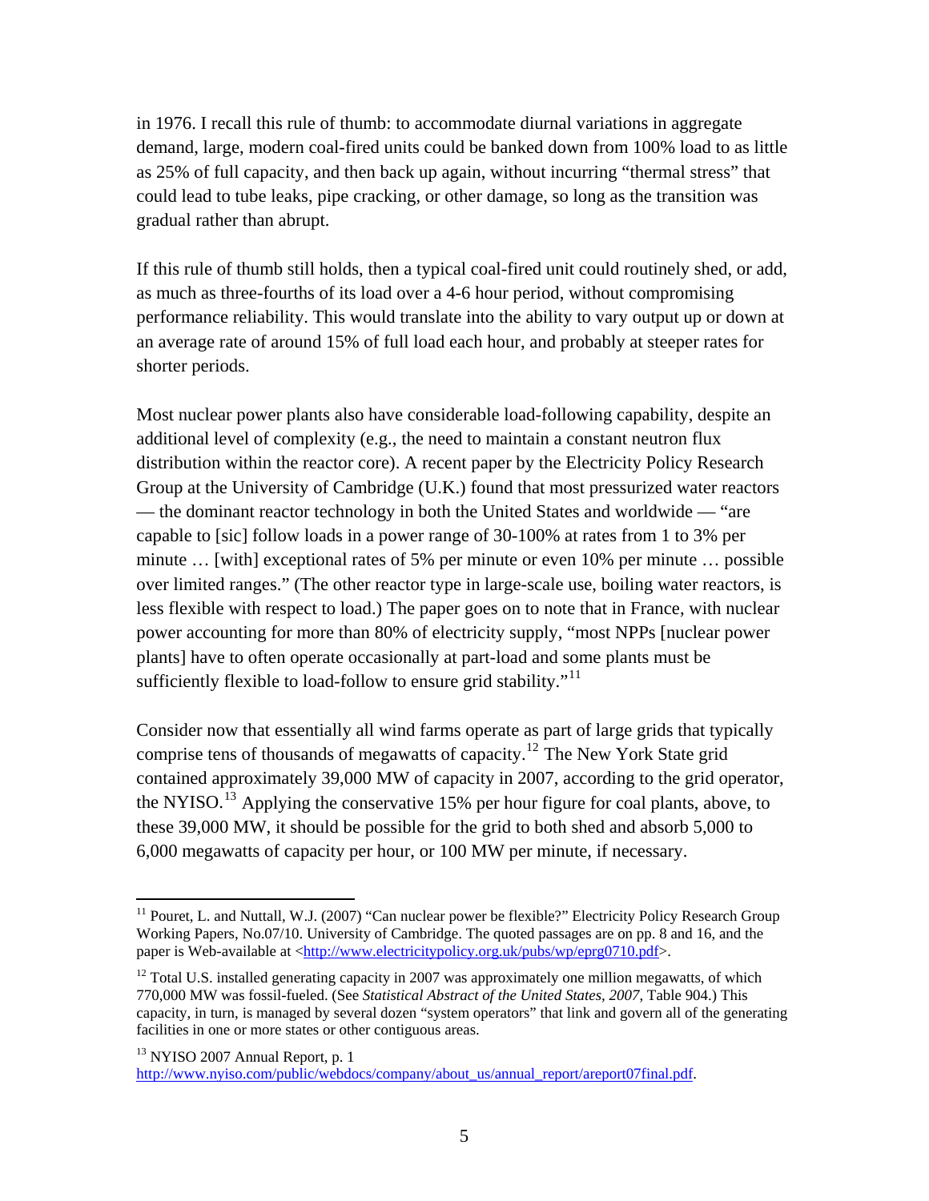in 1976. I recall this rule of thumb: to accommodate diurnal variations in aggregate demand, large, modern coal-fired units could be banked down from 100% load to as little as 25% of full capacity, and then back up again, without incurring "thermal stress" that could lead to tube leaks, pipe cracking, or other damage, so long as the transition was gradual rather than abrupt.

If this rule of thumb still holds, then a typical coal-fired unit could routinely shed, or add, as much as three-fourths of its load over a 4-6 hour period, without compromising performance reliability. This would translate into the ability to vary output up or down at an average rate of around 15% of full load each hour, and probably at steeper rates for shorter periods.

Most nuclear power plants also have considerable load-following capability, despite an additional level of complexity (e.g., the need to maintain a constant neutron flux distribution within the reactor core). A recent paper by the Electricity Policy Research Group at the University of Cambridge (U.K.) found that most pressurized water reactors — the dominant reactor technology in both the United States and worldwide — "are capable to [sic] follow loads in a power range of 30-100% at rates from 1 to 3% per minute … [with] exceptional rates of 5% per minute or even 10% per minute … possible over limited ranges." (The other reactor type in large-scale use, boiling water reactors, is less flexible with respect to load.) The paper goes on to note that in France, with nuclear power accounting for more than 80% of electricity supply, "most NPPs [nuclear power plants] have to often operate occasionally at part-load and some plants must be sufficiently flexible to load-follow to ensure grid stability."[11]

Consider now that essentially all wind farms operate as part of large grids that typically comprise tens of thousands of megawatts of capacity.[12] The New York State grid contained approximately 39,000 MW of capacity in 2007, according to the grid operator, the NYISO.[13] Applying the conservative 15% per hour figure for coal plants, above, to these 39,000 MW, it should be possible for the grid to both shed and absorb 5,000 to 6,000 megawatts of capacity per hour, or 100 MW per minute, if necessary.

---

[11] Pouret, L. and Nuttall, W.J. (2007) "Can nuclear power be flexible?" Electricity Policy Research Group Working Papers, No.07/10. University of Cambridge. The quoted passages are on pp. 8 and 16, and the paper is Web-available at <http://www.electricitypolicy.org.uk/pubs/wp/eprg0710.pdf>.

[12] Total U.S. installed generating capacity in 2007 was approximately one million megawatts, of which 770,000 MW was fossil-fueled. (See *Statistical Abstract of the United States, 2007*, Table 904.) This capacity, in turn, is managed by several dozen "system operators" that link and govern all of the generating facilities in one or more states or other contiguous areas.

[13] NYISO 2007 Annual Report, p. 1 http://www.nyiso.com/public/webdocs/company/about_us/annual_report/areport07final.pdf.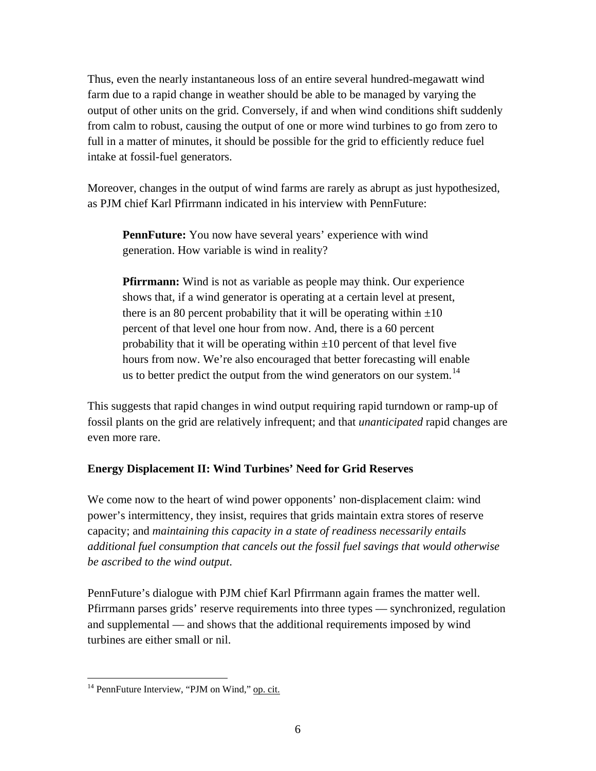Thus, even the nearly instantaneous loss of an entire several hundred-megawatt wind farm due to a rapid change in weather should be able to be managed by varying the output of other units on the grid. Conversely, if and when wind conditions shift suddenly from calm to robust, causing the output of one or more wind turbines to go from zero to full in a matter of minutes, it should be possible for the grid to efficiently reduce fuel intake at fossil-fuel generators.

Moreover, changes in the output of wind farms are rarely as abrupt as just hypothesized, as PJM chief Karl Pfirrmann indicated in his interview with PennFuture:

> **PennFuture:** You now have several years' experience with wind generation. How variable is wind in reality?
>
> **Pfirrmann:** Wind is not as variable as people may think. Our experience shows that, if a wind generator is operating at a certain level at present, there is an 80 percent probability that it will be operating within ±10 percent of that level one hour from now. And, there is a 60 percent probability that it will be operating within ±10 percent of that level five hours from now. We're also encouraged that better forecasting will enable us to better predict the output from the wind generators on our system.[14]

This suggests that rapid changes in wind output requiring rapid turndown or ramp-up of fossil plants on the grid are relatively infrequent; and that *unanticipated* rapid changes are even more rare.

**Energy Displacement II: Wind Turbines' Need for Grid Reserves**

We come now to the heart of wind power opponents' non-displacement claim: wind power's intermittency, they insist, requires that grids maintain extra stores of reserve capacity; and *maintaining this capacity in a state of readiness necessarily entails additional fuel consumption that cancels out the fossil fuel savings that would otherwise be ascribed to the wind output*.

PennFuture's dialogue with PJM chief Karl Pfirrmann again frames the matter well. Pfirrmann parses grids' reserve requirements into three types — synchronized, regulation and supplemental — and shows that the additional requirements imposed by wind turbines are either small or nil.

---

[14] PennFuture Interview, "PJM on Wind," op. cit.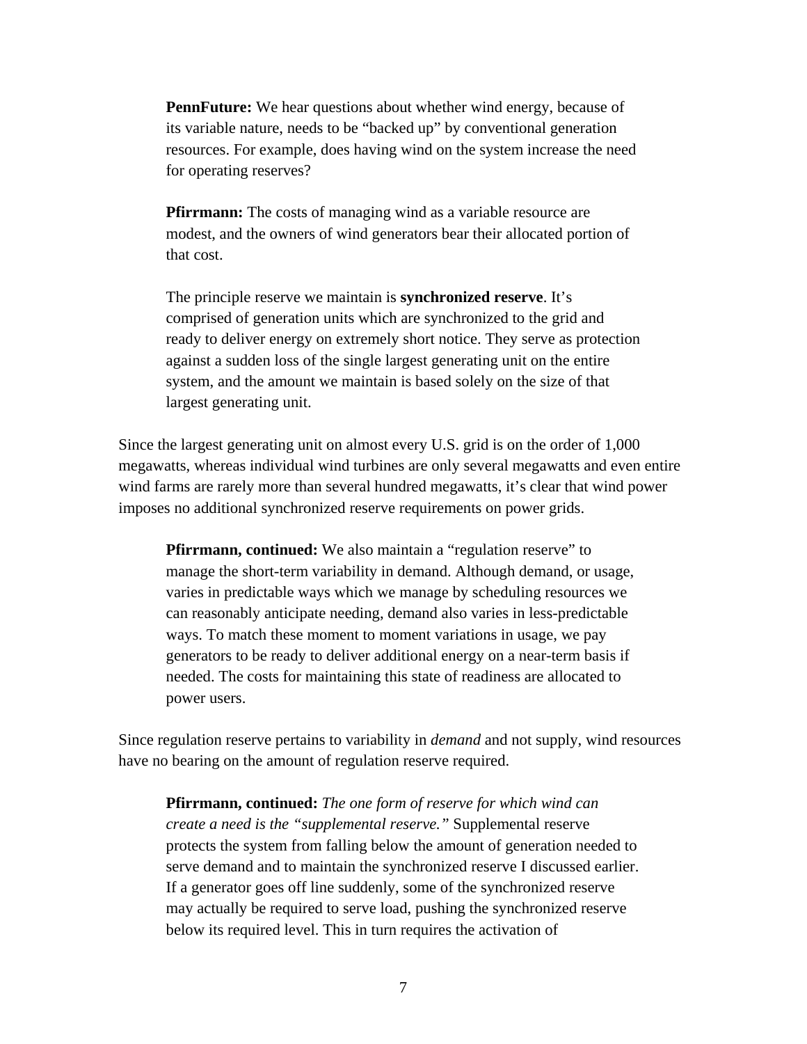> **PennFuture:** We hear questions about whether wind energy, because of its variable nature, needs to be "backed up" by conventional generation resources. For example, does having wind on the system increase the need for operating reserves?
>
> **Pfirrmann:** The costs of managing wind as a variable resource are modest, and the owners of wind generators bear their allocated portion of that cost.
>
> The principle reserve we maintain is **synchronized reserve**. It's comprised of generation units which are synchronized to the grid and ready to deliver energy on extremely short notice. They serve as protection against a sudden loss of the single largest generating unit on the entire system, and the amount we maintain is based solely on the size of that largest generating unit.

Since the largest generating unit on almost every U.S. grid is on the order of 1,000 megawatts, whereas individual wind turbines are only several megawatts and even entire wind farms are rarely more than several hundred megawatts, it's clear that wind power imposes no additional synchronized reserve requirements on power grids.

> **Pfirrmann, continued:** We also maintain a "regulation reserve" to manage the short-term variability in demand. Although demand, or usage, varies in predictable ways which we manage by scheduling resources we can reasonably anticipate needing, demand also varies in less-predictable ways. To match these moment to moment variations in usage, we pay generators to be ready to deliver additional energy on a near-term basis if needed. The costs for maintaining this state of readiness are allocated to power users.

Since regulation reserve pertains to variability in *demand* and not supply, wind resources have no bearing on the amount of regulation reserve required.

> **Pfirrmann, continued:** *The one form of reserve for which wind can create a need is the "supplemental reserve."* Supplemental reserve protects the system from falling below the amount of generation needed to serve demand and to maintain the synchronized reserve I discussed earlier. If a generator goes off line suddenly, some of the synchronized reserve may actually be required to serve load, pushing the synchronized reserve below its required level. This in turn requires the activation of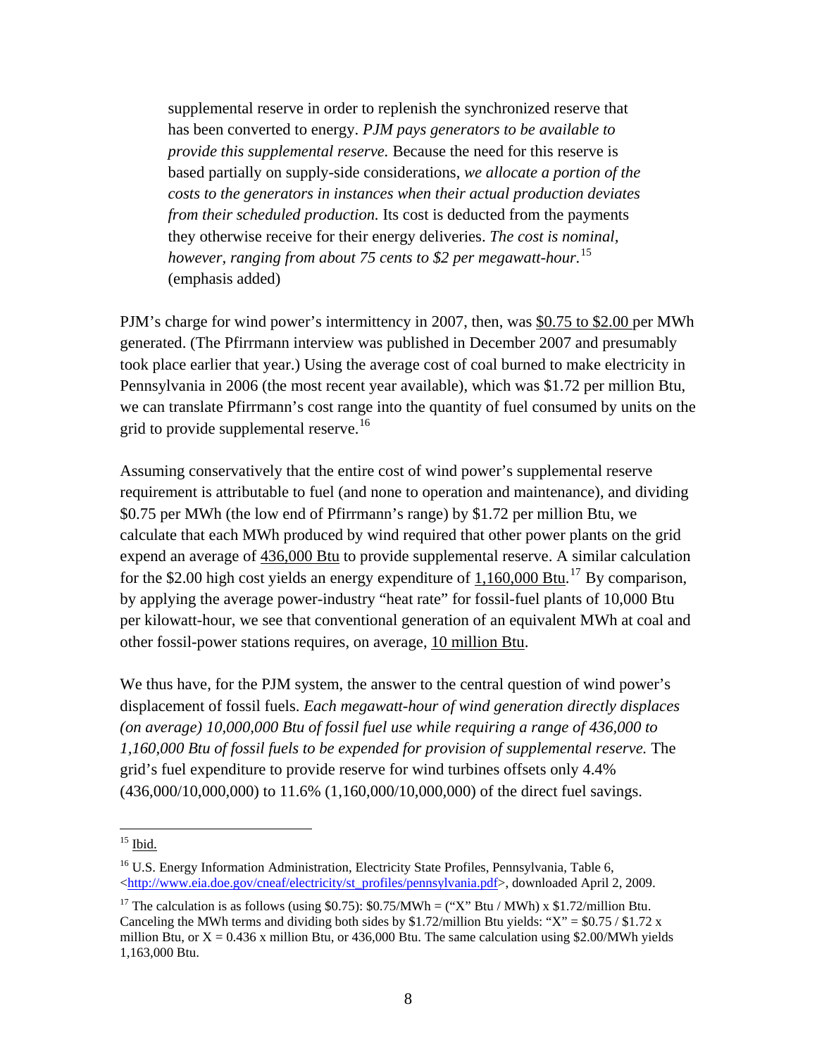> supplemental reserve in order to replenish the synchronized reserve that has been converted to energy. *PJM pays generators to be available to provide this supplemental reserve.* Because the need for this reserve is based partially on supply-side considerations, *we allocate a portion of the costs to the generators in instances when their actual production deviates from their scheduled production.* Its cost is deducted from the payments they otherwise receive for their energy deliveries. *The cost is nominal, however, ranging from about 75 cents to $2 per megawatt-hour.*[15] (emphasis added)

PJM's charge for wind power's intermittency in 2007, then, was <u>$0.75 to $2.00</u> per MWh generated. (The Pfirrmann interview was published in December 2007 and presumably took place earlier that year.) Using the average cost of coal burned to make electricity in Pennsylvania in 2006 (the most recent year available), which was $1.72 per million Btu, we can translate Pfirrmann's cost range into the quantity of fuel consumed by units on the grid to provide supplemental reserve.[16]

Assuming conservatively that the entire cost of wind power's supplemental reserve requirement is attributable to fuel (and none to operation and maintenance), and dividing $0.75 per MWh (the low end of Pfirrmann's range) by $1.72 per million Btu, we calculate that each MWh produced by wind required that other power plants on the grid expend an average of <u>436,000 Btu</u> to provide supplemental reserve. A similar calculation for the $2.00 high cost yields an energy expenditure of <u>1,160,000 Btu</u>.[17] By comparison, by applying the average power-industry "heat rate" for fossil-fuel plants of 10,000 Btu per kilowatt-hour, we see that conventional generation of an equivalent MWh at coal and other fossil-power stations requires, on average, <u>10 million Btu</u>.

We thus have, for the PJM system, the answer to the central question of wind power's displacement of fossil fuels. *Each megawatt-hour of wind generation directly displaces (on average) 10,000,000 Btu of fossil fuel use while requiring a range of 436,000 to 1,160,000 Btu of fossil fuels to be expended for provision of supplemental reserve.* The grid's fuel expenditure to provide reserve for wind turbines offsets only 4.4% (436,000/10,000,000) to 11.6% (1,160,000/10,000,000) of the direct fuel savings.

---

[15] <u>Ibid.</u>

[16] U.S. Energy Information Administration, Electricity State Profiles, Pennsylvania, Table 6, <http://www.eia.doe.gov/cneaf/electricity/st_profiles/pennsylvania.pdf>, downloaded April 2, 2009.

[17] The calculation is as follows (using $0.75): $0.75/MWh = ("X" Btu / MWh) x $1.72/million Btu. Canceling the MWh terms and dividing both sides by $1.72/million Btu yields: "X" = $0.75 / $1.72 x million Btu, or X = 0.436 x million Btu, or 436,000 Btu. The same calculation using $2.00/MWh yields 1,163,000 Btu.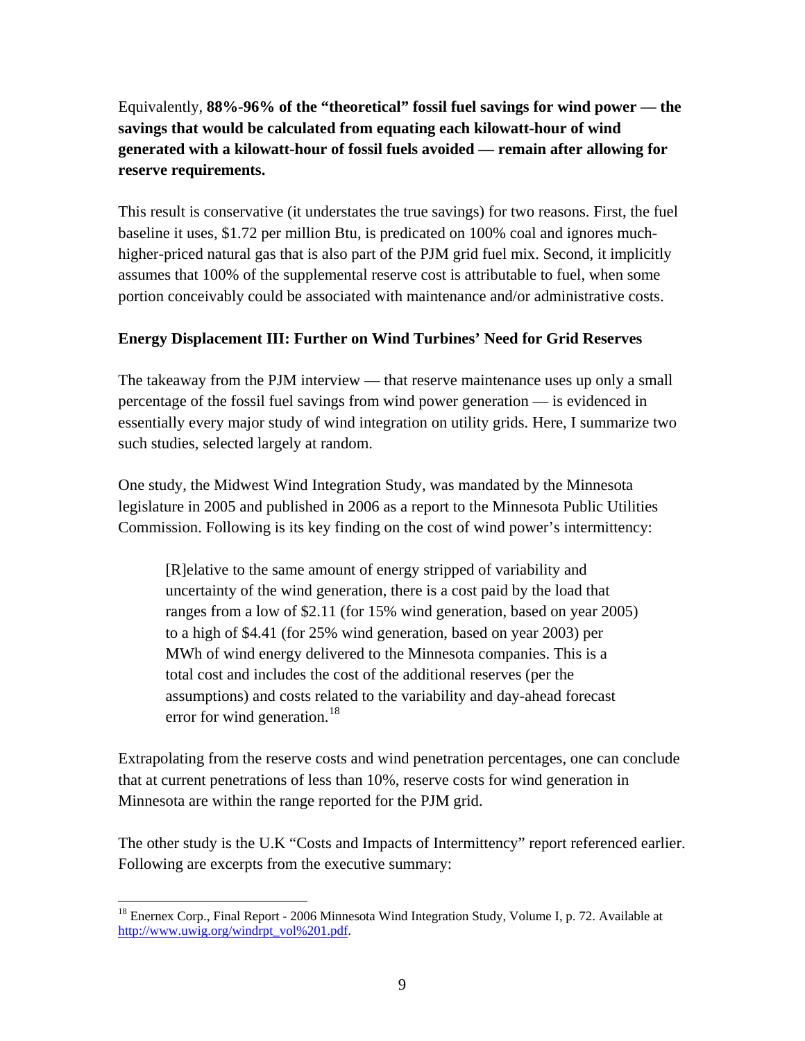Equivalently, **88%-96% of the "theoretical" fossil fuel savings for wind power — the savings that would be calculated from equating each kilowatt-hour of wind generated with a kilowatt-hour of fossil fuels avoided — remain after allowing for reserve requirements.**

This result is conservative (it understates the true savings) for two reasons. First, the fuel baseline it uses, $1.72 per million Btu, is predicated on 100% coal and ignores much-higher-priced natural gas that is also part of the PJM grid fuel mix. Second, it implicitly assumes that 100% of the supplemental reserve cost is attributable to fuel, when some portion conceivably could be associated with maintenance and/or administrative costs.

**Energy Displacement III: Further on Wind Turbines' Need for Grid Reserves**

The takeaway from the PJM interview — that reserve maintenance uses up only a small percentage of the fossil fuel savings from wind power generation — is evidenced in essentially every major study of wind integration on utility grids. Here, I summarize two such studies, selected largely at random.

One study, the Midwest Wind Integration Study, was mandated by the Minnesota legislature in 2005 and published in 2006 as a report to the Minnesota Public Utilities Commission. Following is its key finding on the cost of wind power's intermittency:

> [R]elative to the same amount of energy stripped of variability and uncertainty of the wind generation, there is a cost paid by the load that ranges from a low of $2.11 (for 15% wind generation, based on year 2005) to a high of $4.41 (for 25% wind generation, based on year 2003) per MWh of wind energy delivered to the Minnesota companies. This is a total cost and includes the cost of the additional reserves (per the assumptions) and costs related to the variability and day-ahead forecast error for wind generation.[18]

Extrapolating from the reserve costs and wind penetration percentages, one can conclude that at current penetrations of less than 10%, reserve costs for wind generation in Minnesota are within the range reported for the PJM grid.

The other study is the U.K "Costs and Impacts of Intermittency" report referenced earlier. Following are excerpts from the executive summary:

---

[18] Enernex Corp., Final Report - 2006 Minnesota Wind Integration Study, Volume I, p. 72. Available at http://www.uwig.org/windrpt_vol%201.pdf.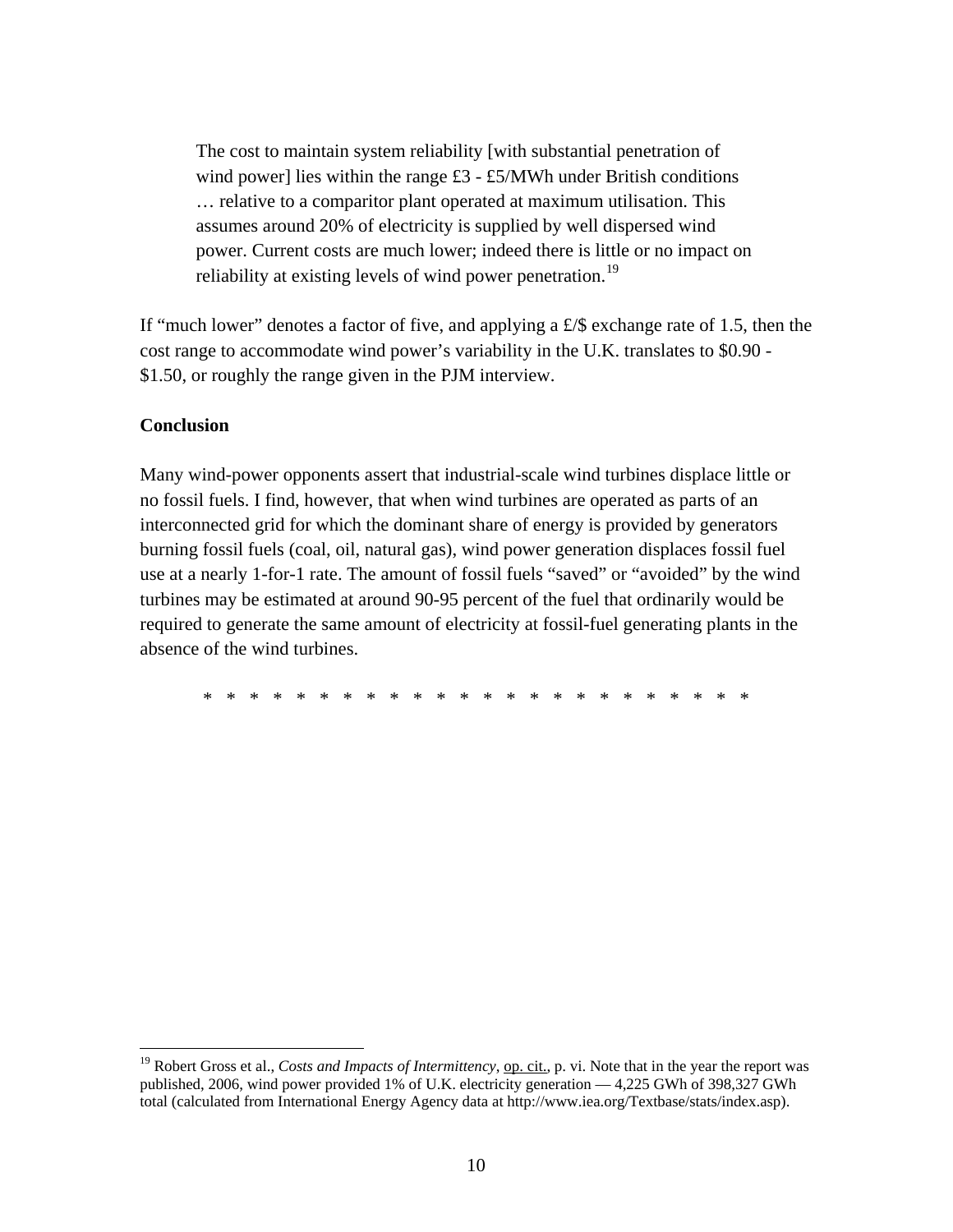> The cost to maintain system reliability [with substantial penetration of wind power] lies within the range £3 - £5/MWh under British conditions … relative to a comparitor plant operated at maximum utilisation. This assumes around 20% of electricity is supplied by well dispersed wind power. Current costs are much lower; indeed there is little or no impact on reliability at existing levels of wind power penetration.[19]

If "much lower" denotes a factor of five, and applying a £/$ exchange rate of 1.5, then the cost range to accommodate wind power's variability in the U.K. translates to $0.90 - $1.50, or roughly the range given in the PJM interview.

**Conclusion**

Many wind-power opponents assert that industrial-scale wind turbines displace little or no fossil fuels. I find, however, that when wind turbines are operated as parts of an interconnected grid for which the dominant share of energy is provided by generators burning fossil fuels (coal, oil, natural gas), wind power generation displaces fossil fuel use at a nearly 1-for-1 rate. The amount of fossil fuels "saved" or "avoided" by the wind turbines may be estimated at around 90-95 percent of the fuel that ordinarily would be required to generate the same amount of electricity at fossil-fuel generating plants in the absence of the wind turbines.

\* \* \* \* \* \* \* \* \* \* \* \* \* \* \* \* \* \* \* \* \* \* \* \* \*

---

[19] Robert Gross et al., *Costs and Impacts of Intermittency*, op. cit., p. vi. Note that in the year the report was published, 2006, wind power provided 1% of U.K. electricity generation — 4,225 GWh of 398,327 GWh total (calculated from International Energy Agency data at http://www.iea.org/Textbase/stats/index.asp).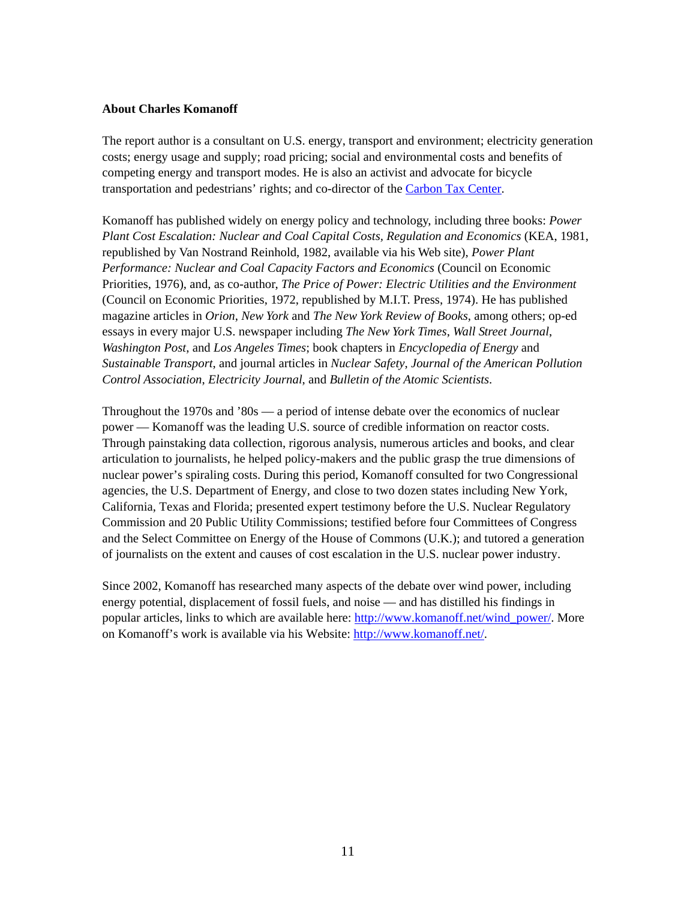**About Charles Komanoff**

The report author is a consultant on U.S. energy, transport and environment; electricity generation costs; energy usage and supply; road pricing; social and environmental costs and benefits of competing energy and transport modes. He is also an activist and advocate for bicycle transportation and pedestrians' rights; and co-director of the [Carbon Tax Center](#).

Komanoff has published widely on energy policy and technology, including three books: *Power Plant Cost Escalation: Nuclear and Coal Capital Costs, Regulation and Economics* (KEA, 1981, republished by Van Nostrand Reinhold, 1982, available via his Web site), *Power Plant Performance: Nuclear and Coal Capacity Factors and Economics* (Council on Economic Priorities, 1976), and, as co-author, *The Price of Power: Electric Utilities and the Environment* (Council on Economic Priorities, 1972, republished by M.I.T. Press, 1974). He has published magazine articles in *Orion*, *New York* and *The New York Review of Books*, among others; op-ed essays in every major U.S. newspaper including *The New York Times*, *Wall Street Journal*, *Washington Post*, and *Los Angeles Times*; book chapters in *Encyclopedia of Energy* and *Sustainable Transport*, and journal articles in *Nuclear Safety*, *Journal of the American Pollution Control Association*, *Electricity Journal*, and *Bulletin of the Atomic Scientists*.

Throughout the 1970s and '80s — a period of intense debate over the economics of nuclear power — Komanoff was the leading U.S. source of credible information on reactor costs. Through painstaking data collection, rigorous analysis, numerous articles and books, and clear articulation to journalists, he helped policy-makers and the public grasp the true dimensions of nuclear power's spiraling costs. During this period, Komanoff consulted for two Congressional agencies, the U.S. Department of Energy, and close to two dozen states including New York, California, Texas and Florida; presented expert testimony before the U.S. Nuclear Regulatory Commission and 20 Public Utility Commissions; testified before four Committees of Congress and the Select Committee on Energy of the House of Commons (U.K.); and tutored a generation of journalists on the extent and causes of cost escalation in the U.S. nuclear power industry.

Since 2002, Komanoff has researched many aspects of the debate over wind power, including energy potential, displacement of fossil fuels, and noise — and has distilled his findings in popular articles, links to which are available here: http://www.komanoff.net/wind_power/. More on Komanoff's work is available via his Website: http://www.komanoff.net/.